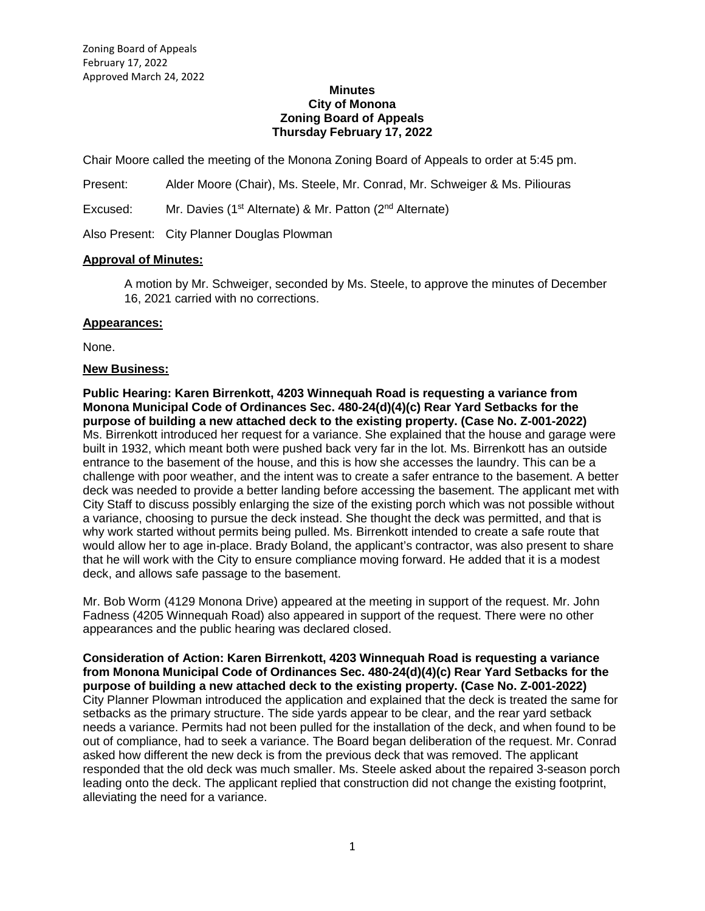Zoning Board of Appeals
February 17, 2022
Approved March 24, 2022

# Minutes
# City of Monona
# Zoning Board of Appeals
# Thursday February 17, 2022

Chair Moore called the meeting of the Monona Zoning Board of Appeals to order at 5:45 pm.

Present: Alder Moore (Chair), Ms. Steele, Mr. Conrad, Mr. Schweiger & Ms. Piliouras

Excused: Mr. Davies (1st Alternate) & Mr. Patton (2nd Alternate)

Also Present: City Planner Douglas Plowman

**Approval of Minutes:**

A motion by Mr. Schweiger, seconded by Ms. Steele, to approve the minutes of December 16, 2021 carried with no corrections.

**Appearances:**

None.

**New Business:**

**Public Hearing: Karen Birrenkott, 4203 Winnequah Road is requesting a variance from Monona Municipal Code of Ordinances Sec. 480-24(d)(4)(c) Rear Yard Setbacks for the purpose of building a new attached deck to the existing property. (Case No. Z-001-2022)**
Ms. Birrenkott introduced her request for a variance. She explained that the house and garage were built in 1932, which meant both were pushed back very far in the lot. Ms. Birrenkott has an outside entrance to the basement of the house, and this is how she accesses the laundry. This can be a challenge with poor weather, and the intent was to create a safer entrance to the basement. A better deck was needed to provide a better landing before accessing the basement. The applicant met with City Staff to discuss possibly enlarging the size of the existing porch which was not possible without a variance, choosing to pursue the deck instead. She thought the deck was permitted, and that is why work started without permits being pulled. Ms. Birrenkott intended to create a safe route that would allow her to age in-place. Brady Boland, the applicant's contractor, was also present to share that he will work with the City to ensure compliance moving forward. He added that it is a modest deck, and allows safe passage to the basement.

Mr. Bob Worm (4129 Monona Drive) appeared at the meeting in support of the request. Mr. John Fadness (4205 Winnequah Road) also appeared in support of the request. There were no other appearances and the public hearing was declared closed.

**Consideration of Action: Karen Birrenkott, 4203 Winnequah Road is requesting a variance from Monona Municipal Code of Ordinances Sec. 480-24(d)(4)(c) Rear Yard Setbacks for the purpose of building a new attached deck to the existing property. (Case No. Z-001-2022)**
City Planner Plowman introduced the application and explained that the deck is treated the same for setbacks as the primary structure. The side yards appear to be clear, and the rear yard setback needs a variance. Permits had not been pulled for the installation of the deck, and when found to be out of compliance, had to seek a variance. The Board began deliberation of the request. Mr. Conrad asked how different the new deck is from the previous deck that was removed. The applicant responded that the old deck was much smaller. Ms. Steele asked about the repaired 3-season porch leading onto the deck. The applicant replied that construction did not change the existing footprint, alleviating the need for a variance.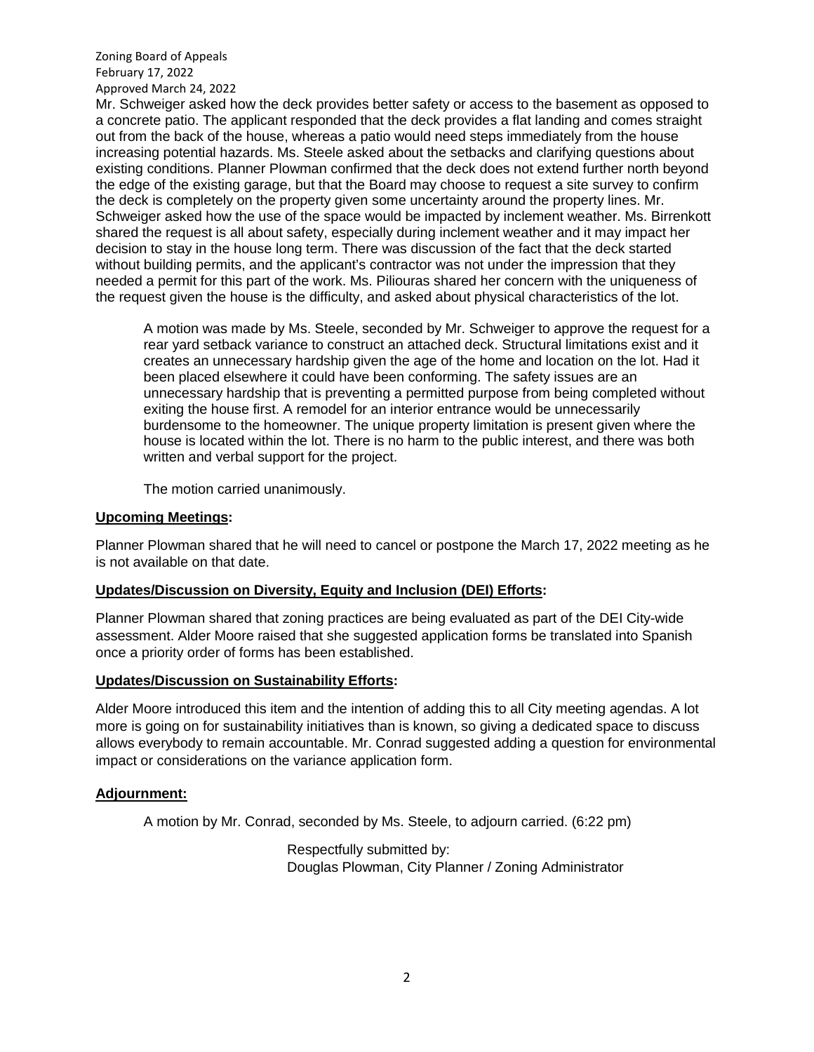Mr. Schweiger asked how the deck provides better safety or access to the basement as opposed to a concrete patio. The applicant responded that the deck provides a flat landing and comes straight out from the back of the house, whereas a patio would need steps immediately from the house increasing potential hazards. Ms. Steele asked about the setbacks and clarifying questions about existing conditions. Planner Plowman confirmed that the deck does not extend further north beyond the edge of the existing garage, but that the Board may choose to request a site survey to confirm the deck is completely on the property given some uncertainty around the property lines. Mr. Schweiger asked how the use of the space would be impacted by inclement weather. Ms. Birrenkott shared the request is all about safety, especially during inclement weather and it may impact her decision to stay in the house long term. There was discussion of the fact that the deck started without building permits, and the applicant's contractor was not under the impression that they needed a permit for this part of the work. Ms. Piliouras shared her concern with the uniqueness of the request given the house is the difficulty, and asked about physical characteristics of the lot.

> A motion was made by Ms. Steele, seconded by Mr. Schweiger to approve the request for a rear yard setback variance to construct an attached deck. Structural limitations exist and it creates an unnecessary hardship given the age of the home and location on the lot. Had it been placed elsewhere it could have been conforming. The safety issues are an unnecessary hardship that is preventing a permitted purpose from being completed without exiting the house first. A remodel for an interior entrance would be unnecessarily burdensome to the homeowner. The unique property limitation is present given where the house is located within the lot. There is no harm to the public interest, and there was both written and verbal support for the project.
>
> The motion carried unanimously.

**Upcoming Meetings:**

Planner Plowman shared that he will need to cancel or postpone the March 17, 2022 meeting as he is not available on that date.

**Updates/Discussion on Diversity, Equity and Inclusion (DEI) Efforts:**

Planner Plowman shared that zoning practices are being evaluated as part of the DEI City-wide assessment. Alder Moore raised that she suggested application forms be translated into Spanish once a priority order of forms has been established.

**Updates/Discussion on Sustainability Efforts:**

Alder Moore introduced this item and the intention of adding this to all City meeting agendas. A lot more is going on for sustainability initiatives than is known, so giving a dedicated space to discuss allows everybody to remain accountable. Mr. Conrad suggested adding a question for environmental impact or considerations on the variance application form.

**Adjournment:**

> A motion by Mr. Conrad, seconded by Ms. Steele, to adjourn carried. (6:22 pm)

Respectfully submitted by:
Douglas Plowman, City Planner / Zoning Administrator